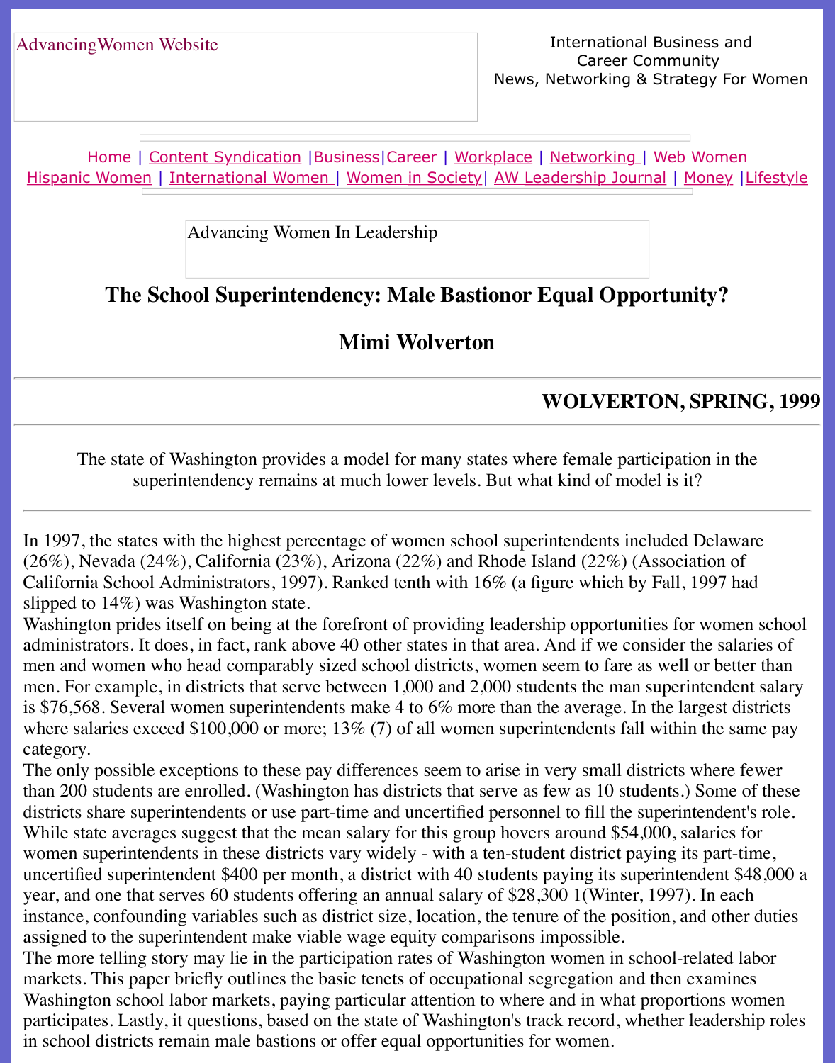AdvancingWomen Website

International Business and Career Community
News, Networking & Strategy For Women

Home | Content Syndication |Business|Career | Workplace | Networking | Web Women
Hispanic Women | International Women | Women in Society| AW Leadership Journal | Money |Lifestyle

Advancing Women In Leadership

# The School Superintendency: Male Bastionor Equal Opportunity?

## Mimi Wolverton

### WOLVERTON, SPRING, 1999

The state of Washington provides a model for many states where female participation in the superintendency remains at much lower levels. But what kind of model is it?

In 1997, the states with the highest percentage of women school superintendents included Delaware (26%), Nevada (24%), California (23%), Arizona (22%) and Rhode Island (22%) (Association of California School Administrators, 1997). Ranked tenth with 16% (a figure which by Fall, 1997 had slipped to 14%) was Washington state.

Washington prides itself on being at the forefront of providing leadership opportunities for women school administrators. It does, in fact, rank above 40 other states in that area. And if we consider the salaries of men and women who head comparably sized school districts, women seem to fare as well or better than men. For example, in districts that serve between 1,000 and 2,000 students the man superintendent salary is $76,568. Several women superintendents make 4 to 6% more than the average. In the largest districts where salaries exceed $100,000 or more; 13% (7) of all women superintendents fall within the same pay category.

The only possible exceptions to these pay differences seem to arise in very small districts where fewer than 200 students are enrolled. (Washington has districts that serve as few as 10 students.) Some of these districts share superintendents or use part-time and uncertified personnel to fill the superintendent's role. While state averages suggest that the mean salary for this group hovers around $54,000, salaries for women superintendents in these districts vary widely - with a ten-student district paying its part-time, uncertified superintendent $400 per month, a district with 40 students paying its superintendent $48,000 a year, and one that serves 60 students offering an annual salary of $28,300 1(Winter, 1997). In each instance, confounding variables such as district size, location, the tenure of the position, and other duties assigned to the superintendent make viable wage equity comparisons impossible.

The more telling story may lie in the participation rates of Washington women in school-related labor markets. This paper briefly outlines the basic tenets of occupational segregation and then examines Washington school labor markets, paying particular attention to where and in what proportions women participates. Lastly, it questions, based on the state of Washington's track record, whether leadership roles in school districts remain male bastions or offer equal opportunities for women.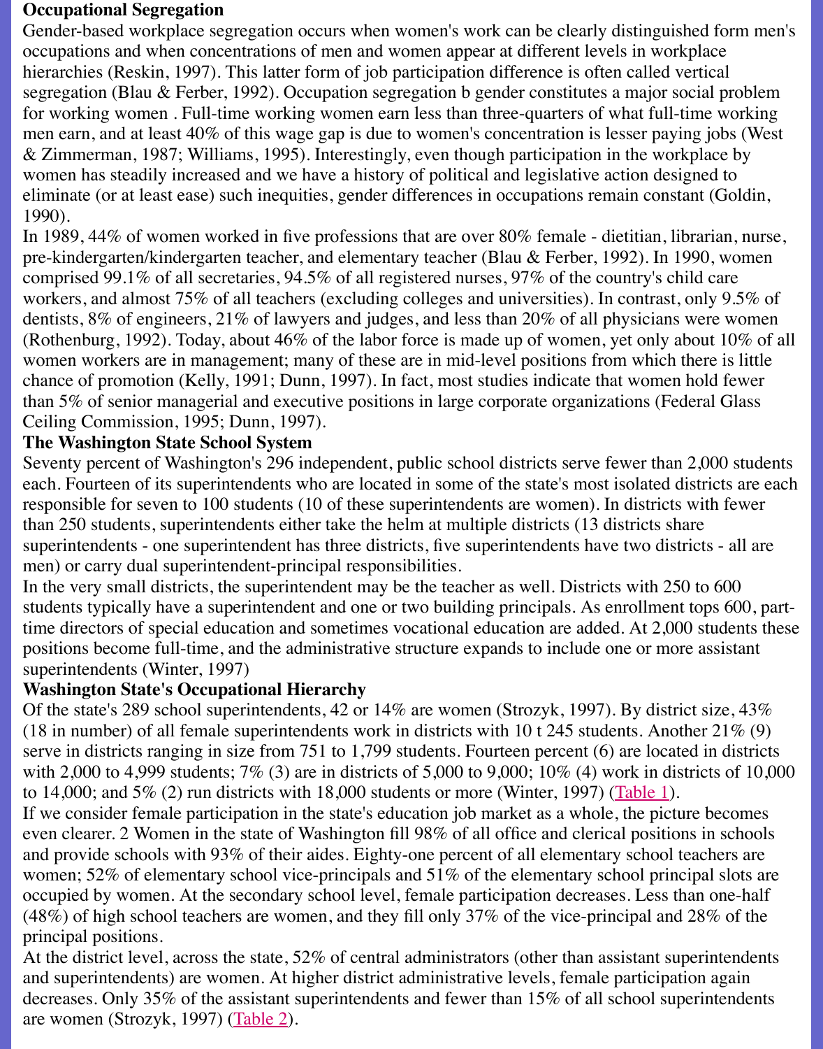**Occupational Segregation**

Gender-based workplace segregation occurs when women's work can be clearly distinguished form men's occupations and when concentrations of men and women appear at different levels in workplace hierarchies (Reskin, 1997). This latter form of job participation difference is often called vertical segregation (Blau & Ferber, 1992). Occupation segregation b gender constitutes a major social problem for working women . Full-time working women earn less than three-quarters of what full-time working men earn, and at least 40% of this wage gap is due to women's concentration is lesser paying jobs (West & Zimmerman, 1987; Williams, 1995). Interestingly, even though participation in the workplace by women has steadily increased and we have a history of political and legislative action designed to eliminate (or at least ease) such inequities, gender differences in occupations remain constant (Goldin, 1990).

In 1989, 44% of women worked in five professions that are over 80% female - dietitian, librarian, nurse, pre-kindergarten/kindergarten teacher, and elementary teacher (Blau & Ferber, 1992). In 1990, women comprised 99.1% of all secretaries, 94.5% of all registered nurses, 97% of the country's child care workers, and almost 75% of all teachers (excluding colleges and universities). In contrast, only 9.5% of dentists, 8% of engineers, 21% of lawyers and judges, and less than 20% of all physicians were women (Rothenburg, 1992). Today, about 46% of the labor force is made up of women, yet only about 10% of all women workers are in management; many of these are in mid-level positions from which there is little chance of promotion (Kelly, 1991; Dunn, 1997). In fact, most studies indicate that women hold fewer than 5% of senior managerial and executive positions in large corporate organizations (Federal Glass Ceiling Commission, 1995; Dunn, 1997).

**The Washington State School System**

Seventy percent of Washington's 296 independent, public school districts serve fewer than 2,000 students each. Fourteen of its superintendents who are located in some of the state's most isolated districts are each responsible for seven to 100 students (10 of these superintendents are women). In districts with fewer than 250 students, superintendents either take the helm at multiple districts (13 districts share superintendents - one superintendent has three districts, five superintendents have two districts - all are men) or carry dual superintendent-principal responsibilities.

In the very small districts, the superintendent may be the teacher as well. Districts with 250 to 600 students typically have a superintendent and one or two building principals. As enrollment tops 600, part-time directors of special education and sometimes vocational education are added. At 2,000 students these positions become full-time, and the administrative structure expands to include one or more assistant superintendents (Winter, 1997)

**Washington State's Occupational Hierarchy**

Of the state's 289 school superintendents, 42 or 14% are women (Strozyk, 1997). By district size, 43% (18 in number) of all female superintendents work in districts with 10 t 245 students. Another 21% (9) serve in districts ranging in size from 751 to 1,799 students. Fourteen percent (6) are located in districts with 2,000 to 4,999 students; 7% (3) are in districts of 5,000 to 9,000; 10% (4) work in districts of 10,000 to 14,000; and 5% (2) run districts with 18,000 students or more (Winter, 1997) (Table 1).

If we consider female participation in the state's education job market as a whole, the picture becomes even clearer. 2 Women in the state of Washington fill 98% of all office and clerical positions in schools and provide schools with 93% of their aides. Eighty-one percent of all elementary school teachers are women; 52% of elementary school vice-principals and 51% of the elementary school principal slots are occupied by women. At the secondary school level, female participation decreases. Less than one-half (48%) of high school teachers are women, and they fill only 37% of the vice-principal and 28% of the principal positions.

At the district level, across the state, 52% of central administrators (other than assistant superintendents and superintendents) are women. At higher district administrative levels, female participation again decreases. Only 35% of the assistant superintendents and fewer than 15% of all school superintendents are women (Strozyk, 1997) (Table 2).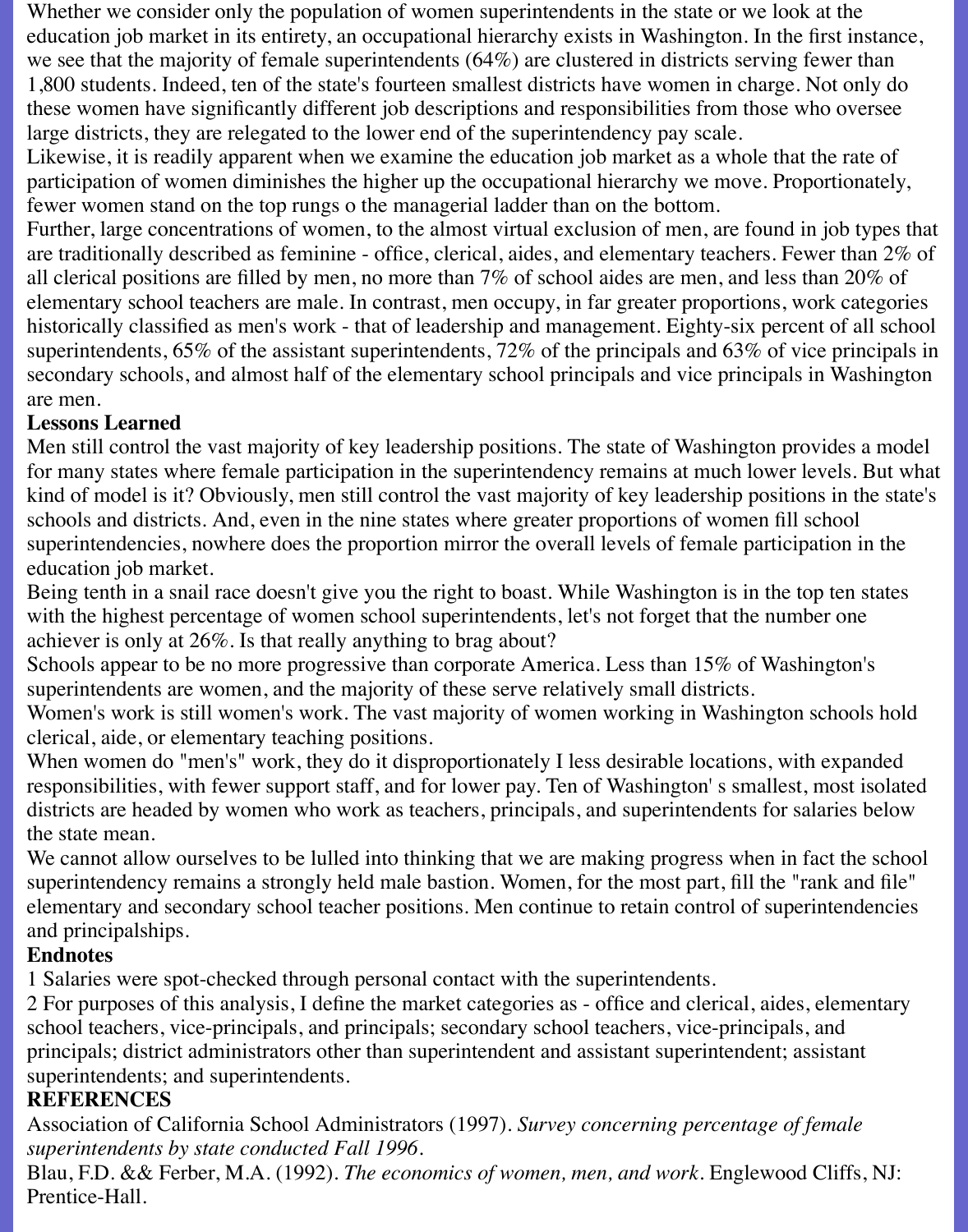Whether we consider only the population of women superintendents in the state or we look at the education job market in its entirety, an occupational hierarchy exists in Washington. In the first instance, we see that the majority of female superintendents (64%) are clustered in districts serving fewer than 1,800 students. Indeed, ten of the state's fourteen smallest districts have women in charge. Not only do these women have significantly different job descriptions and responsibilities from those who oversee large districts, they are relegated to the lower end of the superintendency pay scale.

Likewise, it is readily apparent when we examine the education job market as a whole that the rate of participation of women diminishes the higher up the occupational hierarchy we move. Proportionately, fewer women stand on the top rungs o the managerial ladder than on the bottom.

Further, large concentrations of women, to the almost virtual exclusion of men, are found in job types that are traditionally described as feminine - office, clerical, aides, and elementary teachers. Fewer than 2% of all clerical positions are filled by men, no more than 7% of school aides are men, and less than 20% of elementary school teachers are male. In contrast, men occupy, in far greater proportions, work categories historically classified as men's work - that of leadership and management. Eighty-six percent of all school superintendents, 65% of the assistant superintendents, 72% of the principals and 63% of vice principals in secondary schools, and almost half of the elementary school principals and vice principals in Washington are men.

**Lessons Learned**

Men still control the vast majority of key leadership positions. The state of Washington provides a model for many states where female participation in the superintendency remains at much lower levels. But what kind of model is it? Obviously, men still control the vast majority of key leadership positions in the state's schools and districts. And, even in the nine states where greater proportions of women fill school superintendencies, nowhere does the proportion mirror the overall levels of female participation in the education job market.

Being tenth in a snail race doesn't give you the right to boast. While Washington is in the top ten states with the highest percentage of women school superintendents, let's not forget that the number one achiever is only at 26%. Is that really anything to brag about?

Schools appear to be no more progressive than corporate America. Less than 15% of Washington's superintendents are women, and the majority of these serve relatively small districts.

Women's work is still women's work. The vast majority of women working in Washington schools hold clerical, aide, or elementary teaching positions.

When women do "men's" work, they do it disproportionately I less desirable locations, with expanded responsibilities, with fewer support staff, and for lower pay. Ten of Washington' s smallest, most isolated districts are headed by women who work as teachers, principals, and superintendents for salaries below the state mean.

We cannot allow ourselves to be lulled into thinking that we are making progress when in fact the school superintendency remains a strongly held male bastion. Women, for the most part, fill the "rank and file" elementary and secondary school teacher positions. Men continue to retain control of superintendencies and principalships.

**Endnotes**

1 Salaries were spot-checked through personal contact with the superintendents.

2 For purposes of this analysis, I define the market categories as - office and clerical, aides, elementary school teachers, vice-principals, and principals; secondary school teachers, vice-principals, and principals; district administrators other than superintendent and assistant superintendent; assistant superintendents; and superintendents.

**REFERENCES**

Association of California School Administrators (1997). *Survey concerning percentage of female superintendents by state conducted Fall 1996*.

Blau, F.D. && Ferber, M.A. (1992). *The economics of women, men, and work*. Englewood Cliffs, NJ: Prentice-Hall.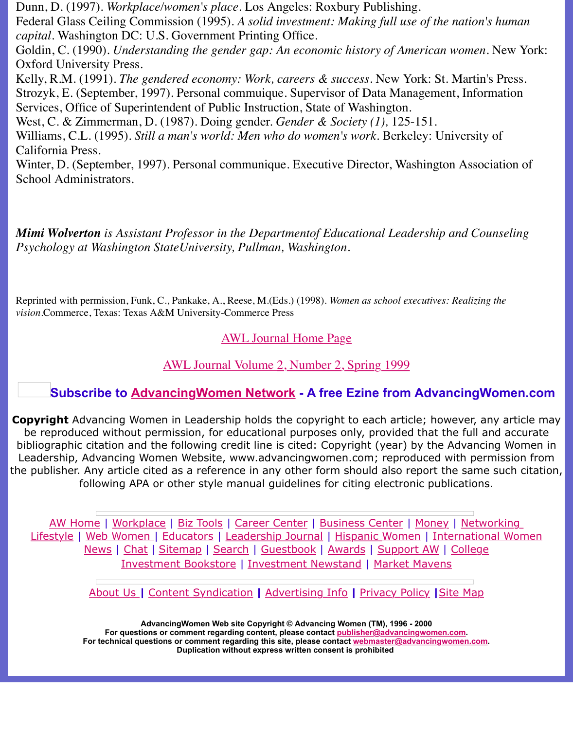Dunn, D. (1997). *Workplace/women's place*. Los Angeles: Roxbury Publishing.
Federal Glass Ceiling Commission (1995). *A solid investment: Making full use of the nation's human capital*. Washington DC: U.S. Government Printing Office.
Goldin, C. (1990). *Understanding the gender gap: An economic history of American women*. New York: Oxford University Press.
Kelly, R.M. (1991). *The gendered economy: Work, careers & success*. New York: St. Martin's Press.
Strozyk, E. (September, 1997). Personal commuique. Supervisor of Data Management, Information Services, Office of Superintendent of Public Instruction, State of Washington.
West, C. & Zimmerman, D. (1987). Doing gender. *Gender & Society (1)*, 125-151.
Williams, C.L. (1995). *Still a man's world: Men who do women's work*. Berkeley: University of California Press.
Winter, D. (September, 1997). Personal communique. Executive Director, Washington Association of School Administrators.

***Mimi Wolverton** is Assistant Professor in the Departmentof Educational Leadership and Counseling Psychology at Washington StateUniversity, Pullman, Washington.*

Reprinted with permission, Funk, C., Pankake, A., Reese, M.(Eds.) (1998). *Women as school executives: Realizing the vision*.Commerce, Texas: Texas A&M University-Commerce Press

AWL Journal Home Page

AWL Journal Volume 2, Number 2, Spring 1999

**Subscribe to AdvancingWomen Network - A free Ezine from AdvancingWomen.com**

**Copyright** Advancing Women in Leadership holds the copyright to each article; however, any article may be reproduced without permission, for educational purposes only, provided that the full and accurate bibliographic citation and the following credit line is cited: Copyright (year) by the Advancing Women in Leadership, Advancing Women Website, www.advancingwomen.com; reproduced with permission from the publisher. Any article cited as a reference in any other form should also report the same such citation, following APA or other style manual guidelines for citing electronic publications.

AW Home | Workplace | Biz Tools | Career Center | Business Center | Money | Networking Lifestyle | Web Women | Educators | Leadership Journal | Hispanic Women | International Women News | Chat | Sitemap | Search | Guestbook | Awards | Support AW | College Investment Bookstore | Investment Newstand | Market Mavens

About Us | Content Syndication | Advertising Info | Privacy Policy | Site Map

**AdvancingWomen Web site Copyright © Advancing Women (TM), 1996 - 2000**
**For questions or comment regarding content, please contact publisher@advancingwomen.com.**
**For technical questions or comment regarding this site, please contact webmaster@advancingwomen.com.**
**Duplication without express written consent is prohibited**